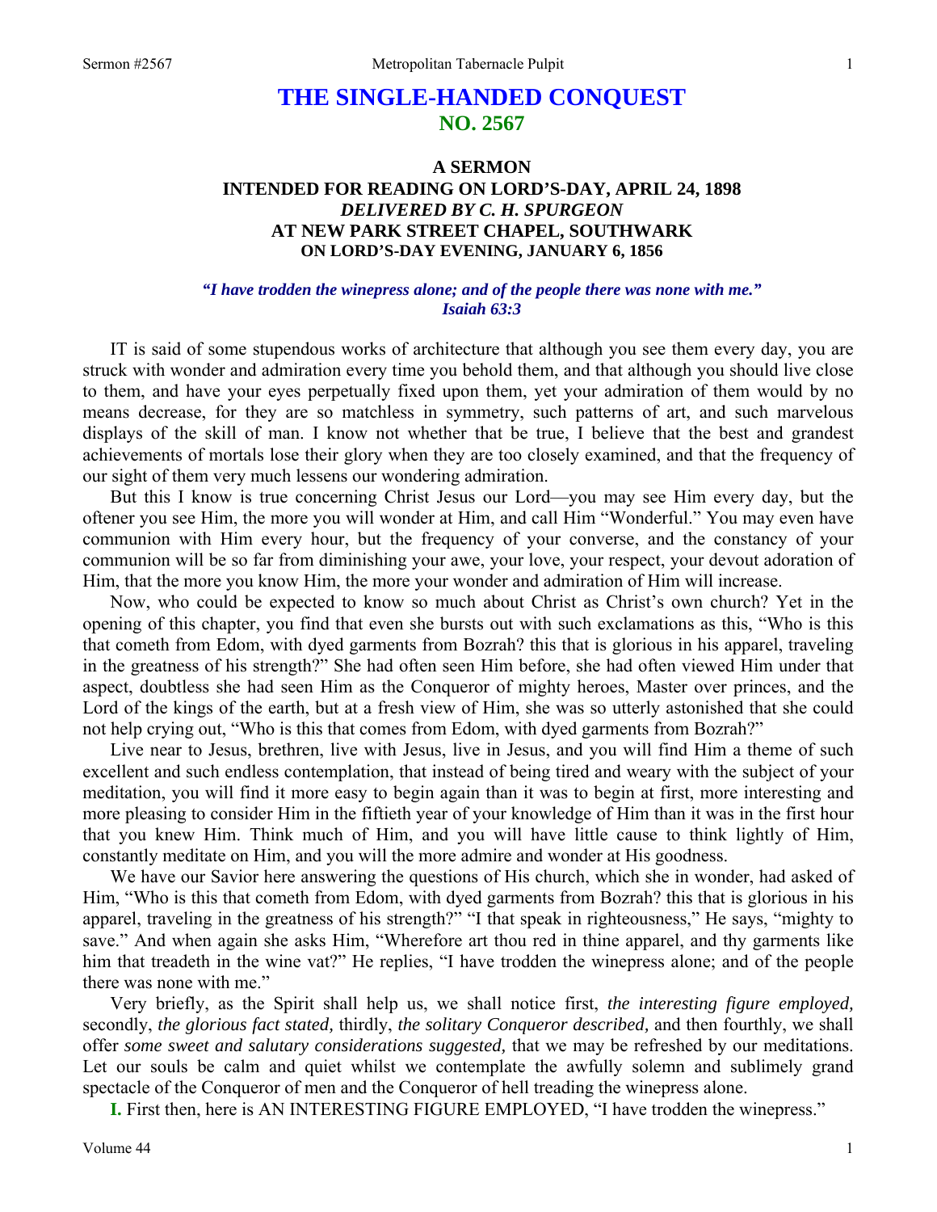# THE SINGLE-HANDED CONQUEST
## NO. 2567

### A SERMON
### INTENDED FOR READING ON LORD'S-DAY, APRIL 24, 1898
### *DELIVERED BY C. H. SPURGEON*
### AT NEW PARK STREET CHAPEL, SOUTHWARK
### ON LORD'S-DAY EVENING, JANUARY 6, 1856

***"I have trodden the winepress alone; and of the people there was none with me." Isaiah 63:3***

IT is said of some stupendous works of architecture that although you see them every day, you are struck with wonder and admiration every time you behold them, and that although you should live close to them, and have your eyes perpetually fixed upon them, yet your admiration of them would by no means decrease, for they are so matchless in symmetry, such patterns of art, and such marvelous displays of the skill of man. I know not whether that be true, I believe that the best and grandest achievements of mortals lose their glory when they are too closely examined, and that the frequency of our sight of them very much lessens our wondering admiration.

But this I know is true concerning Christ Jesus our Lord—you may see Him every day, but the oftener you see Him, the more you will wonder at Him, and call Him "Wonderful." You may even have communion with Him every hour, but the frequency of your converse, and the constancy of your communion will be so far from diminishing your awe, your love, your respect, your devout adoration of Him, that the more you know Him, the more your wonder and admiration of Him will increase.

Now, who could be expected to know so much about Christ as Christ's own church? Yet in the opening of this chapter, you find that even she bursts out with such exclamations as this, "Who is this that cometh from Edom, with dyed garments from Bozrah? this that is glorious in his apparel, traveling in the greatness of his strength?" She had often seen Him before, she had often viewed Him under that aspect, doubtless she had seen Him as the Conqueror of mighty heroes, Master over princes, and the Lord of the kings of the earth, but at a fresh view of Him, she was so utterly astonished that she could not help crying out, "Who is this that comes from Edom, with dyed garments from Bozrah?"

Live near to Jesus, brethren, live with Jesus, live in Jesus, and you will find Him a theme of such excellent and such endless contemplation, that instead of being tired and weary with the subject of your meditation, you will find it more easy to begin again than it was to begin at first, more interesting and more pleasing to consider Him in the fiftieth year of your knowledge of Him than it was in the first hour that you knew Him. Think much of Him, and you will have little cause to think lightly of Him, constantly meditate on Him, and you will the more admire and wonder at His goodness.

We have our Savior here answering the questions of His church, which she in wonder, had asked of Him, "Who is this that cometh from Edom, with dyed garments from Bozrah? this that is glorious in his apparel, traveling in the greatness of his strength?" "I that speak in righteousness," He says, "mighty to save." And when again she asks Him, "Wherefore art thou red in thine apparel, and thy garments like him that treadeth in the wine vat?" He replies, "I have trodden the winepress alone; and of the people there was none with me."

Very briefly, as the Spirit shall help us, we shall notice first, *the interesting figure employed,* secondly, *the glorious fact stated,* thirdly, *the solitary Conqueror described,* and then fourthly, we shall offer *some sweet and salutary considerations suggested,* that we may be refreshed by our meditations. Let our souls be calm and quiet whilst we contemplate the awfully solemn and sublimely grand spectacle of the Conqueror of men and the Conqueror of hell treading the winepress alone.

**I.** First then, here is AN INTERESTING FIGURE EMPLOYED, "I have trodden the winepress."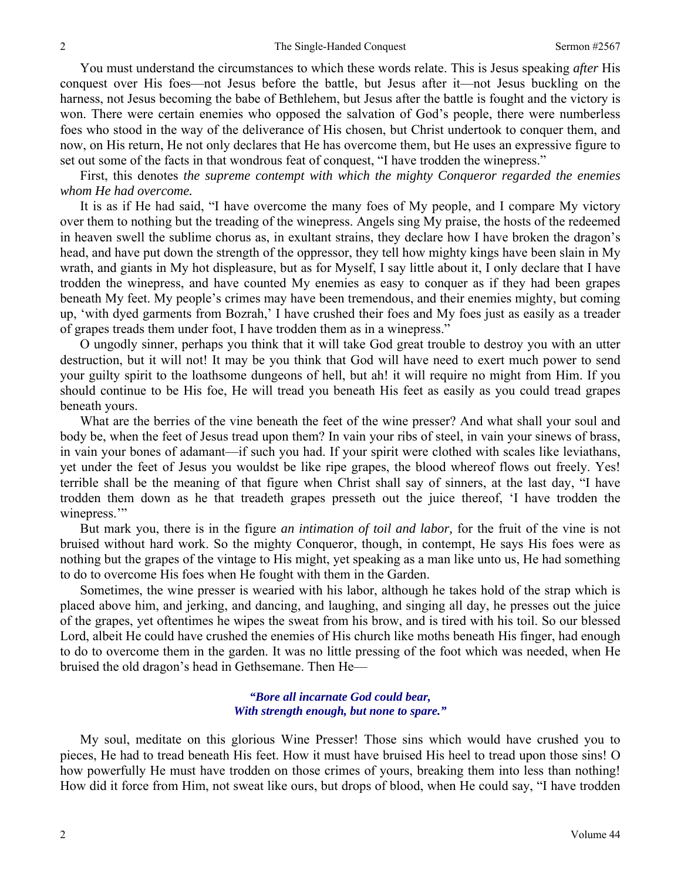You must understand the circumstances to which these words relate. This is Jesus speaking *after* His conquest over His foes—not Jesus before the battle, but Jesus after it—not Jesus buckling on the harness, not Jesus becoming the babe of Bethlehem, but Jesus after the battle is fought and the victory is won. There were certain enemies who opposed the salvation of God's people, there were numberless foes who stood in the way of the deliverance of His chosen, but Christ undertook to conquer them, and now, on His return, He not only declares that He has overcome them, but He uses an expressive figure to set out some of the facts in that wondrous feat of conquest, "I have trodden the winepress."

First, this denotes *the supreme contempt with which the mighty Conqueror regarded the enemies whom He had overcome.*

It is as if He had said, "I have overcome the many foes of My people, and I compare My victory over them to nothing but the treading of the winepress. Angels sing My praise, the hosts of the redeemed in heaven swell the sublime chorus as, in exultant strains, they declare how I have broken the dragon's head, and have put down the strength of the oppressor, they tell how mighty kings have been slain in My wrath, and giants in My hot displeasure, but as for Myself, I say little about it, I only declare that I have trodden the winepress, and have counted My enemies as easy to conquer as if they had been grapes beneath My feet. My people's crimes may have been tremendous, and their enemies mighty, but coming up, 'with dyed garments from Bozrah,' I have crushed their foes and My foes just as easily as a treader of grapes treads them under foot, I have trodden them as in a winepress."

O ungodly sinner, perhaps you think that it will take God great trouble to destroy you with an utter destruction, but it will not! It may be you think that God will have need to exert much power to send your guilty spirit to the loathsome dungeons of hell, but ah! it will require no might from Him. If you should continue to be His foe, He will tread you beneath His feet as easily as you could tread grapes beneath yours.

What are the berries of the vine beneath the feet of the wine presser? And what shall your soul and body be, when the feet of Jesus tread upon them? In vain your ribs of steel, in vain your sinews of brass, in vain your bones of adamant—if such you had. If your spirit were clothed with scales like leviathans, yet under the feet of Jesus you wouldst be like ripe grapes, the blood whereof flows out freely. Yes! terrible shall be the meaning of that figure when Christ shall say of sinners, at the last day, "I have trodden them down as he that treadeth grapes presseth out the juice thereof, 'I have trodden the winepress.'"

But mark you, there is in the figure *an intimation of toil and labor,* for the fruit of the vine is not bruised without hard work. So the mighty Conqueror, though, in contempt, He says His foes were as nothing but the grapes of the vintage to His might, yet speaking as a man like unto us, He had something to do to overcome His foes when He fought with them in the Garden.

Sometimes, the wine presser is wearied with his labor, although he takes hold of the strap which is placed above him, and jerking, and dancing, and laughing, and singing all day, he presses out the juice of the grapes, yet oftentimes he wipes the sweat from his brow, and is tired with his toil. So our blessed Lord, albeit He could have crushed the enemies of His church like moths beneath His finger, had enough to do to overcome them in the garden. It was no little pressing of the foot which was needed, when He bruised the old dragon's head in Gethsemane. Then He—

> ***"Bore all incarnate God could bear,***
> ***With strength enough, but none to spare."***

My soul, meditate on this glorious Wine Presser! Those sins which would have crushed you to pieces, He had to tread beneath His feet. How it must have bruised His heel to tread upon those sins! O how powerfully He must have trodden on those crimes of yours, breaking them into less than nothing! How did it force from Him, not sweat like ours, but drops of blood, when He could say, "I have trodden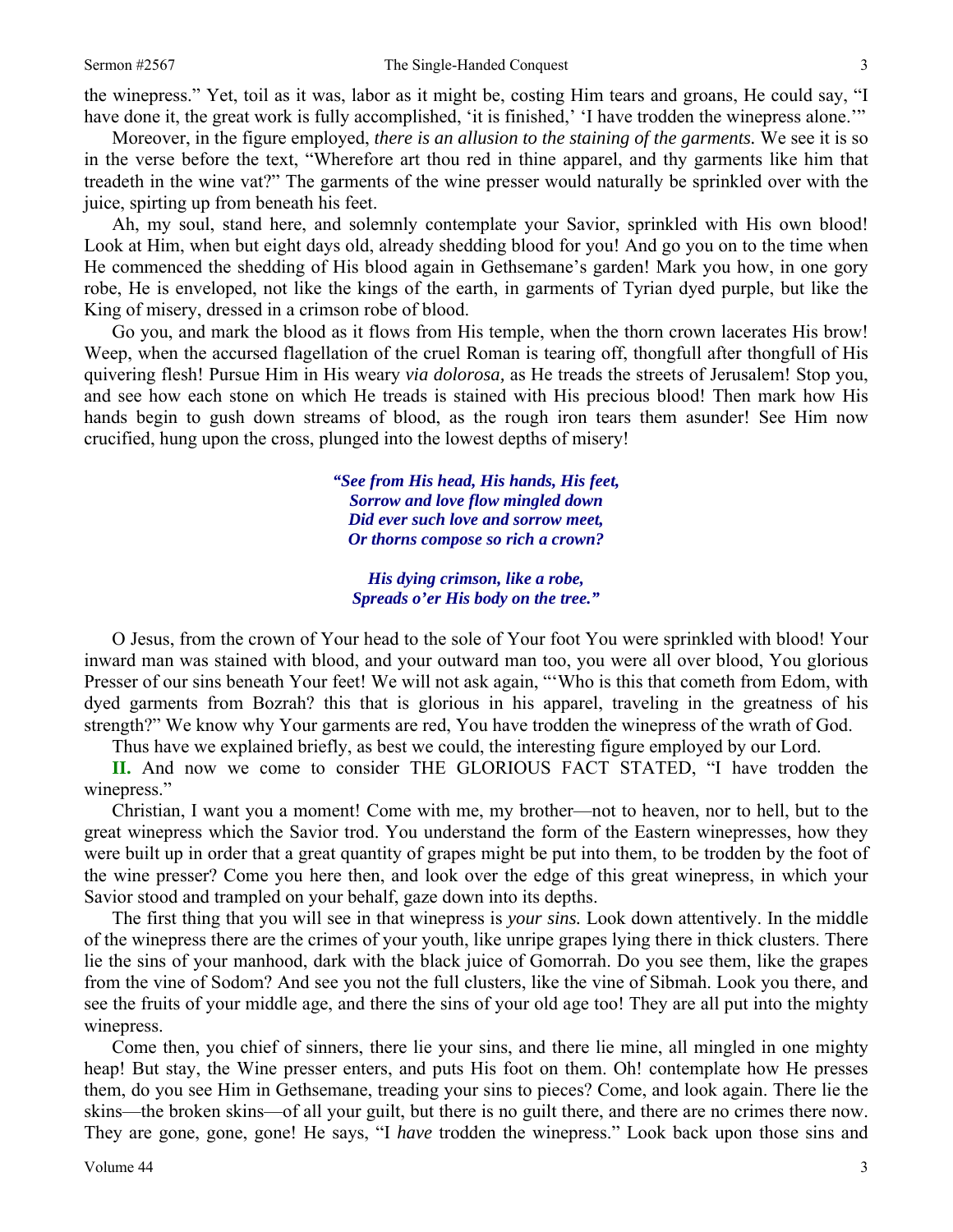the winepress." Yet, toil as it was, labor as it might be, costing Him tears and groans, He could say, "I have done it, the great work is fully accomplished, 'it is finished,' 'I have trodden the winepress alone.'"

Moreover, in the figure employed, *there is an allusion to the staining of the garments.* We see it is so in the verse before the text, "Wherefore art thou red in thine apparel, and thy garments like him that treadeth in the wine vat?" The garments of the wine presser would naturally be sprinkled over with the juice, spirting up from beneath his feet.

Ah, my soul, stand here, and solemnly contemplate your Savior, sprinkled with His own blood! Look at Him, when but eight days old, already shedding blood for you! And go you on to the time when He commenced the shedding of His blood again in Gethsemane's garden! Mark you how, in one gory robe, He is enveloped, not like the kings of the earth, in garments of Tyrian dyed purple, but like the King of misery, dressed in a crimson robe of blood.

Go you, and mark the blood as it flows from His temple, when the thorn crown lacerates His brow! Weep, when the accursed flagellation of the cruel Roman is tearing off, thongfull after thongfull of His quivering flesh! Pursue Him in His weary *via dolorosa,* as He treads the streets of Jerusalem! Stop you, and see how each stone on which He treads is stained with His precious blood! Then mark how His hands begin to gush down streams of blood, as the rough iron tears them asunder! See Him now crucified, hung upon the cross, plunged into the lowest depths of misery!

> ***"See from His head, His hands, His feet,***
> ***Sorrow and love flow mingled down***
> ***Did ever such love and sorrow meet,***
> ***Or thorns compose so rich a crown?***
>
> ***His dying crimson, like a robe,***
> ***Spreads o'er His body on the tree."***

O Jesus, from the crown of Your head to the sole of Your foot You were sprinkled with blood! Your inward man was stained with blood, and your outward man too, you were all over blood, You glorious Presser of our sins beneath Your feet! We will not ask again, "'Who is this that cometh from Edom, with dyed garments from Bozrah? this that is glorious in his apparel, traveling in the greatness of his strength?" We know why Your garments are red, You have trodden the winepress of the wrath of God.

Thus have we explained briefly, as best we could, the interesting figure employed by our Lord.

**II.** And now we come to consider THE GLORIOUS FACT STATED, "I have trodden the winepress."

Christian, I want you a moment! Come with me, my brother—not to heaven, nor to hell, but to the great winepress which the Savior trod. You understand the form of the Eastern winepresses, how they were built up in order that a great quantity of grapes might be put into them, to be trodden by the foot of the wine presser? Come you here then, and look over the edge of this great winepress, in which your Savior stood and trampled on your behalf, gaze down into its depths.

The first thing that you will see in that winepress is *your sins.* Look down attentively. In the middle of the winepress there are the crimes of your youth, like unripe grapes lying there in thick clusters. There lie the sins of your manhood, dark with the black juice of Gomorrah. Do you see them, like the grapes from the vine of Sodom? And see you not the full clusters, like the vine of Sibmah. Look you there, and see the fruits of your middle age, and there the sins of your old age too! They are all put into the mighty winepress.

Come then, you chief of sinners, there lie your sins, and there lie mine, all mingled in one mighty heap! But stay, the Wine presser enters, and puts His foot on them. Oh! contemplate how He presses them, do you see Him in Gethsemane, treading your sins to pieces? Come, and look again. There lie the skins—the broken skins—of all your guilt, but there is no guilt there, and there are no crimes there now. They are gone, gone, gone! He says, "I *have* trodden the winepress." Look back upon those sins and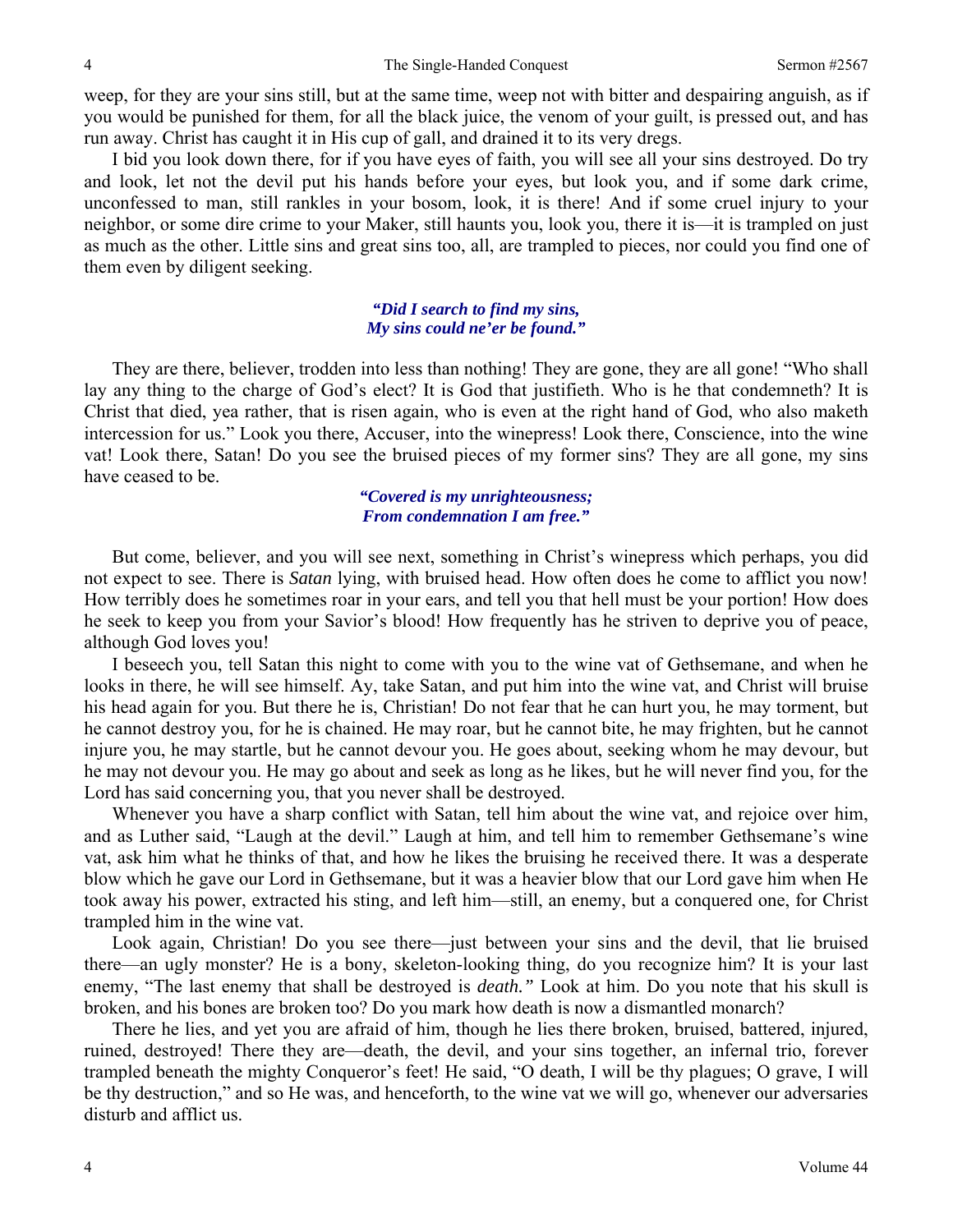weep, for they are your sins still, but at the same time, weep not with bitter and despairing anguish, as if you would be punished for them, for all the black juice, the venom of your guilt, is pressed out, and has run away. Christ has caught it in His cup of gall, and drained it to its very dregs.

I bid you look down there, for if you have eyes of faith, you will see all your sins destroyed. Do try and look, let not the devil put his hands before your eyes, but look you, and if some dark crime, unconfessed to man, still rankles in your bosom, look, it is there! And if some cruel injury to your neighbor, or some dire crime to your Maker, still haunts you, look you, there it is—it is trampled on just as much as the other. Little sins and great sins too, all, are trampled to pieces, nor could you find one of them even by diligent seeking.

> ***"Did I search to find my sins,***
> ***My sins could ne'er be found."***

They are there, believer, trodden into less than nothing! They are gone, they are all gone! "Who shall lay any thing to the charge of God's elect? It is God that justifieth. Who is he that condemneth? It is Christ that died, yea rather, that is risen again, who is even at the right hand of God, who also maketh intercession for us." Look you there, Accuser, into the winepress! Look there, Conscience, into the wine vat! Look there, Satan! Do you see the bruised pieces of my former sins? They are all gone, my sins have ceased to be.

> ***"Covered is my unrighteousness;***
> ***From condemnation I am free."***

But come, believer, and you will see next, something in Christ's winepress which perhaps, you did not expect to see. There is *Satan* lying, with bruised head. How often does he come to afflict you now! How terribly does he sometimes roar in your ears, and tell you that hell must be your portion! How does he seek to keep you from your Savior's blood! How frequently has he striven to deprive you of peace, although God loves you!

I beseech you, tell Satan this night to come with you to the wine vat of Gethsemane, and when he looks in there, he will see himself. Ay, take Satan, and put him into the wine vat, and Christ will bruise his head again for you. But there he is, Christian! Do not fear that he can hurt you, he may torment, but he cannot destroy you, for he is chained. He may roar, but he cannot bite, he may frighten, but he cannot injure you, he may startle, but he cannot devour you. He goes about, seeking whom he may devour, but he may not devour you. He may go about and seek as long as he likes, but he will never find you, for the Lord has said concerning you, that you never shall be destroyed.

Whenever you have a sharp conflict with Satan, tell him about the wine vat, and rejoice over him, and as Luther said, "Laugh at the devil." Laugh at him, and tell him to remember Gethsemane's wine vat, ask him what he thinks of that, and how he likes the bruising he received there. It was a desperate blow which he gave our Lord in Gethsemane, but it was a heavier blow that our Lord gave him when He took away his power, extracted his sting, and left him—still, an enemy, but a conquered one, for Christ trampled him in the wine vat.

Look again, Christian! Do you see there—just between your sins and the devil, that lie bruised there—an ugly monster? He is a bony, skeleton-looking thing, do you recognize him? It is your last enemy, "The last enemy that shall be destroyed is *death."* Look at him. Do you note that his skull is broken, and his bones are broken too? Do you mark how death is now a dismantled monarch?

There he lies, and yet you are afraid of him, though he lies there broken, bruised, battered, injured, ruined, destroyed! There they are—death, the devil, and your sins together, an infernal trio, forever trampled beneath the mighty Conqueror's feet! He said, "O death, I will be thy plagues; O grave, I will be thy destruction," and so He was, and henceforth, to the wine vat we will go, whenever our adversaries disturb and afflict us.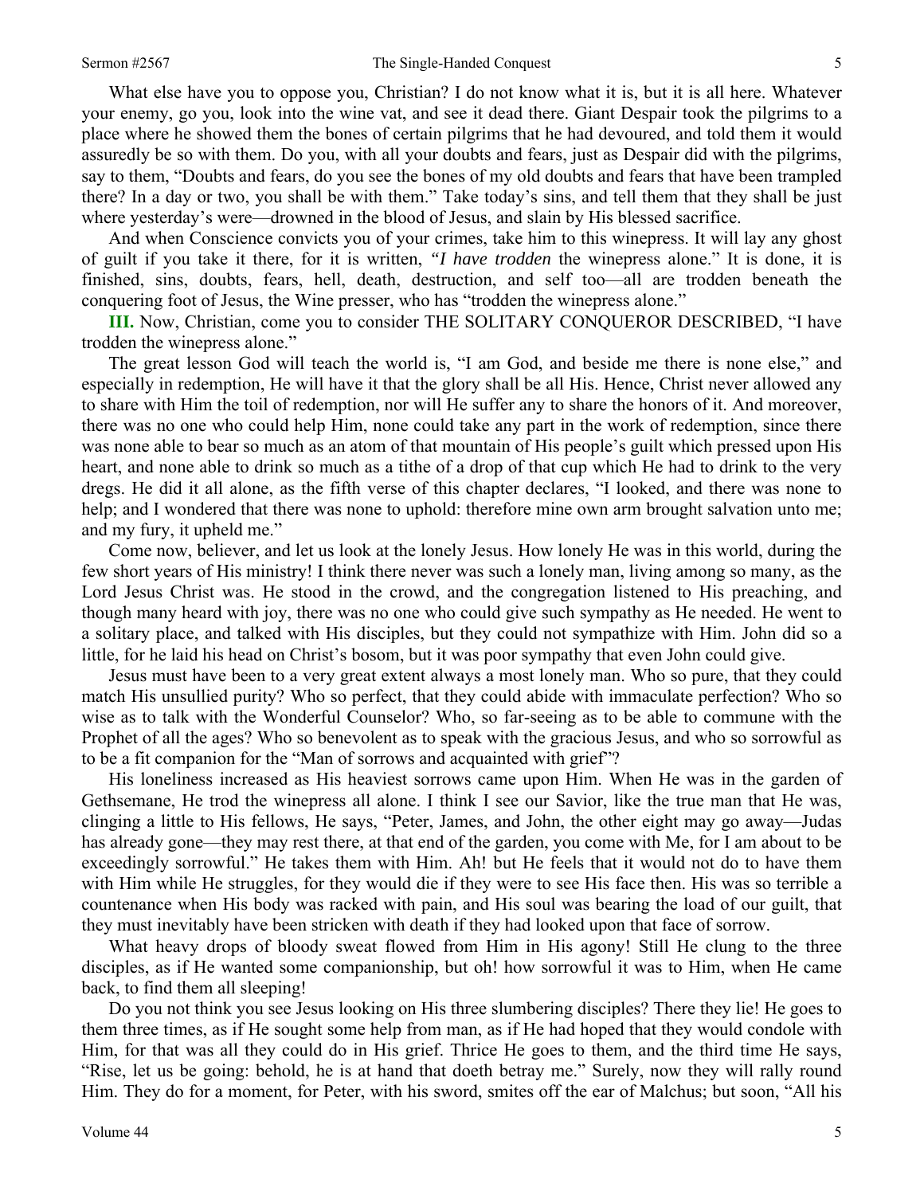What else have you to oppose you, Christian? I do not know what it is, but it is all here. Whatever your enemy, go you, look into the wine vat, and see it dead there. Giant Despair took the pilgrims to a place where he showed them the bones of certain pilgrims that he had devoured, and told them it would assuredly be so with them. Do you, with all your doubts and fears, just as Despair did with the pilgrims, say to them, "Doubts and fears, do you see the bones of my old doubts and fears that have been trampled there? In a day or two, you shall be with them." Take today's sins, and tell them that they shall be just where yesterday's were—drowned in the blood of Jesus, and slain by His blessed sacrifice.

And when Conscience convicts you of your crimes, take him to this winepress. It will lay any ghost of guilt if you take it there, for it is written, *"I have trodden* the winepress alone." It is done, it is finished, sins, doubts, fears, hell, death, destruction, and self too—all are trodden beneath the conquering foot of Jesus, the Wine presser, who has "trodden the winepress alone."

**III.** Now, Christian, come you to consider THE SOLITARY CONQUEROR DESCRIBED, "I have trodden the winepress alone."

The great lesson God will teach the world is, "I am God, and beside me there is none else," and especially in redemption, He will have it that the glory shall be all His. Hence, Christ never allowed any to share with Him the toil of redemption, nor will He suffer any to share the honors of it. And moreover, there was no one who could help Him, none could take any part in the work of redemption, since there was none able to bear so much as an atom of that mountain of His people's guilt which pressed upon His heart, and none able to drink so much as a tithe of a drop of that cup which He had to drink to the very dregs. He did it all alone, as the fifth verse of this chapter declares, "I looked, and there was none to help; and I wondered that there was none to uphold: therefore mine own arm brought salvation unto me; and my fury, it upheld me."

Come now, believer, and let us look at the lonely Jesus. How lonely He was in this world, during the few short years of His ministry! I think there never was such a lonely man, living among so many, as the Lord Jesus Christ was. He stood in the crowd, and the congregation listened to His preaching, and though many heard with joy, there was no one who could give such sympathy as He needed. He went to a solitary place, and talked with His disciples, but they could not sympathize with Him. John did so a little, for he laid his head on Christ's bosom, but it was poor sympathy that even John could give.

Jesus must have been to a very great extent always a most lonely man. Who so pure, that they could match His unsullied purity? Who so perfect, that they could abide with immaculate perfection? Who so wise as to talk with the Wonderful Counselor? Who, so far-seeing as to be able to commune with the Prophet of all the ages? Who so benevolent as to speak with the gracious Jesus, and who so sorrowful as to be a fit companion for the "Man of sorrows and acquainted with grief"?

His loneliness increased as His heaviest sorrows came upon Him. When He was in the garden of Gethsemane, He trod the winepress all alone. I think I see our Savior, like the true man that He was, clinging a little to His fellows, He says, "Peter, James, and John, the other eight may go away—Judas has already gone—they may rest there, at that end of the garden, you come with Me, for I am about to be exceedingly sorrowful." He takes them with Him. Ah! but He feels that it would not do to have them with Him while He struggles, for they would die if they were to see His face then. His was so terrible a countenance when His body was racked with pain, and His soul was bearing the load of our guilt, that they must inevitably have been stricken with death if they had looked upon that face of sorrow.

What heavy drops of bloody sweat flowed from Him in His agony! Still He clung to the three disciples, as if He wanted some companionship, but oh! how sorrowful it was to Him, when He came back, to find them all sleeping!

Do you not think you see Jesus looking on His three slumbering disciples? There they lie! He goes to them three times, as if He sought some help from man, as if He had hoped that they would condole with Him, for that was all they could do in His grief. Thrice He goes to them, and the third time He says, "Rise, let us be going: behold, he is at hand that doeth betray me." Surely, now they will rally round Him. They do for a moment, for Peter, with his sword, smites off the ear of Malchus; but soon, "All his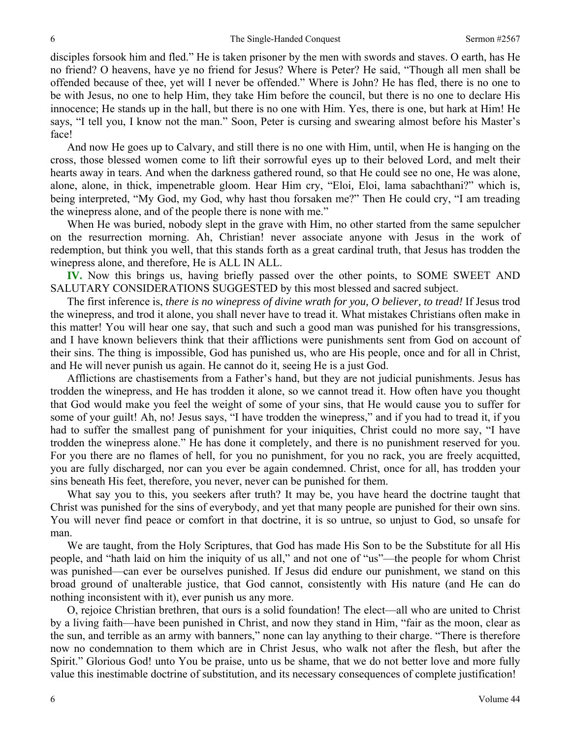disciples forsook him and fled." He is taken prisoner by the men with swords and staves. O earth, has He no friend? O heavens, have ye no friend for Jesus? Where is Peter? He said, "Though all men shall be offended because of thee, yet will I never be offended." Where is John? He has fled, there is no one to be with Jesus, no one to help Him, they take Him before the council, but there is no one to declare His innocence; He stands up in the hall, but there is no one with Him. Yes, there is one, but hark at Him! He says, "I tell you, I know not the man." Soon, Peter is cursing and swearing almost before his Master's face!

And now He goes up to Calvary, and still there is no one with Him, until, when He is hanging on the cross, those blessed women come to lift their sorrowful eyes up to their beloved Lord, and melt their hearts away in tears. And when the darkness gathered round, so that He could see no one, He was alone, alone, alone, in thick, impenetrable gloom. Hear Him cry, "Eloi, Eloi, lama sabachthani?" which is, being interpreted, "My God, my God, why hast thou forsaken me?" Then He could cry, "I am treading the winepress alone, and of the people there is none with me."

When He was buried, nobody slept in the grave with Him, no other started from the same sepulcher on the resurrection morning. Ah, Christian! never associate anyone with Jesus in the work of redemption, but think you well, that this stands forth as a great cardinal truth, that Jesus has trodden the winepress alone, and therefore, He is ALL IN ALL.

**IV.** Now this brings us, having briefly passed over the other points, to SOME SWEET AND SALUTARY CONSIDERATIONS SUGGESTED by this most blessed and sacred subject.

The first inference is, *there is no winepress of divine wrath for you, O believer, to tread!* If Jesus trod the winepress, and trod it alone, you shall never have to tread it. What mistakes Christians often make in this matter! You will hear one say, that such and such a good man was punished for his transgressions, and I have known believers think that their afflictions were punishments sent from God on account of their sins. The thing is impossible, God has punished us, who are His people, once and for all in Christ, and He will never punish us again. He cannot do it, seeing He is a just God.

Afflictions are chastisements from a Father's hand, but they are not judicial punishments. Jesus has trodden the winepress, and He has trodden it alone, so we cannot tread it. How often have you thought that God would make you feel the weight of some of your sins, that He would cause you to suffer for some of your guilt! Ah, no! Jesus says, "I have trodden the winepress," and if you had to tread it, if you had to suffer the smallest pang of punishment for your iniquities, Christ could no more say, "I have trodden the winepress alone." He has done it completely, and there is no punishment reserved for you. For you there are no flames of hell, for you no punishment, for you no rack, you are freely acquitted, you are fully discharged, nor can you ever be again condemned. Christ, once for all, has trodden your sins beneath His feet, therefore, you never, never can be punished for them.

What say you to this, you seekers after truth? It may be, you have heard the doctrine taught that Christ was punished for the sins of everybody, and yet that many people are punished for their own sins. You will never find peace or comfort in that doctrine, it is so untrue, so unjust to God, so unsafe for man.

We are taught, from the Holy Scriptures, that God has made His Son to be the Substitute for all His people, and "hath laid on him the iniquity of us all," and not one of "us"—the people for whom Christ was punished—can ever be ourselves punished. If Jesus did endure our punishment, we stand on this broad ground of unalterable justice, that God cannot, consistently with His nature (and He can do nothing inconsistent with it), ever punish us any more.

O, rejoice Christian brethren, that ours is a solid foundation! The elect—all who are united to Christ by a living faith—have been punished in Christ, and now they stand in Him, "fair as the moon, clear as the sun, and terrible as an army with banners," none can lay anything to their charge. "There is therefore now no condemnation to them which are in Christ Jesus, who walk not after the flesh, but after the Spirit." Glorious God! unto You be praise, unto us be shame, that we do not better love and more fully value this inestimable doctrine of substitution, and its necessary consequences of complete justification!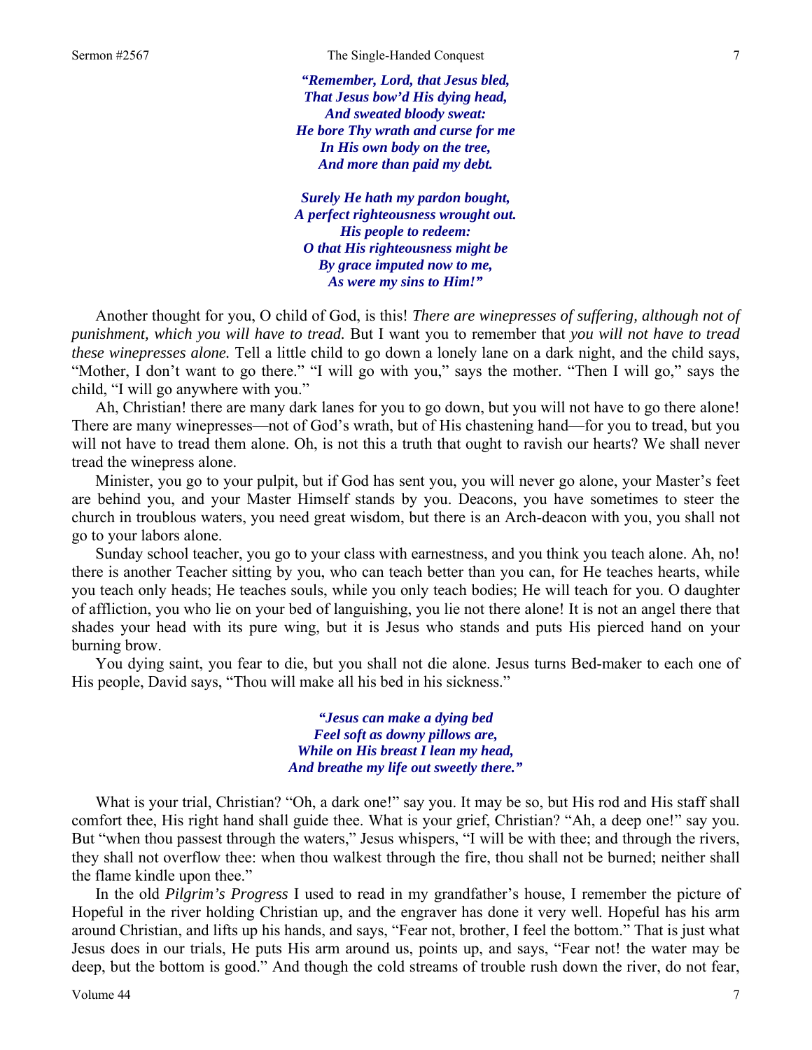*"Remember, Lord, that Jesus bled,*
*That Jesus bow'd His dying head,*
*And sweated bloody sweat:*
*He bore Thy wrath and curse for me*
*In His own body on the tree,*
*And more than paid my debt.*

*Surely He hath my pardon bought,*
*A perfect righteousness wrought out.*
*His people to redeem:*
*O that His righteousness might be*
*By grace imputed now to me,*
*As were my sins to Him!"*

Another thought for you, O child of God, is this! *There are winepresses of suffering, although not of punishment, which you will have to tread.* But I want you to remember that *you will not have to tread these winepresses alone.* Tell a little child to go down a lonely lane on a dark night, and the child says, "Mother, I don't want to go there." "I will go with you," says the mother. "Then I will go," says the child, "I will go anywhere with you."

Ah, Christian! there are many dark lanes for you to go down, but you will not have to go there alone! There are many winepresses—not of God's wrath, but of His chastening hand—for you to tread, but you will not have to tread them alone. Oh, is not this a truth that ought to ravish our hearts? We shall never tread the winepress alone.

Minister, you go to your pulpit, but if God has sent you, you will never go alone, your Master's feet are behind you, and your Master Himself stands by you. Deacons, you have sometimes to steer the church in troublous waters, you need great wisdom, but there is an Arch-deacon with you, you shall not go to your labors alone.

Sunday school teacher, you go to your class with earnestness, and you think you teach alone. Ah, no! there is another Teacher sitting by you, who can teach better than you can, for He teaches hearts, while you teach only heads; He teaches souls, while you only teach bodies; He will teach for you. O daughter of affliction, you who lie on your bed of languishing, you lie not there alone! It is not an angel there that shades your head with its pure wing, but it is Jesus who stands and puts His pierced hand on your burning brow.

You dying saint, you fear to die, but you shall not die alone. Jesus turns Bed-maker to each one of His people, David says, "Thou will make all his bed in his sickness."

*"Jesus can make a dying bed*
*Feel soft as downy pillows are,*
*While on His breast I lean my head,*
*And breathe my life out sweetly there."*

What is your trial, Christian? "Oh, a dark one!" say you. It may be so, but His rod and His staff shall comfort thee, His right hand shall guide thee. What is your grief, Christian? "Ah, a deep one!" say you. But "when thou passest through the waters," Jesus whispers, "I will be with thee; and through the rivers, they shall not overflow thee: when thou walkest through the fire, thou shall not be burned; neither shall the flame kindle upon thee."

In the old *Pilgrim's Progress* I used to read in my grandfather's house, I remember the picture of Hopeful in the river holding Christian up, and the engraver has done it very well. Hopeful has his arm around Christian, and lifts up his hands, and says, "Fear not, brother, I feel the bottom." That is just what Jesus does in our trials, He puts His arm around us, points up, and says, "Fear not! the water may be deep, but the bottom is good." And though the cold streams of trouble rush down the river, do not fear,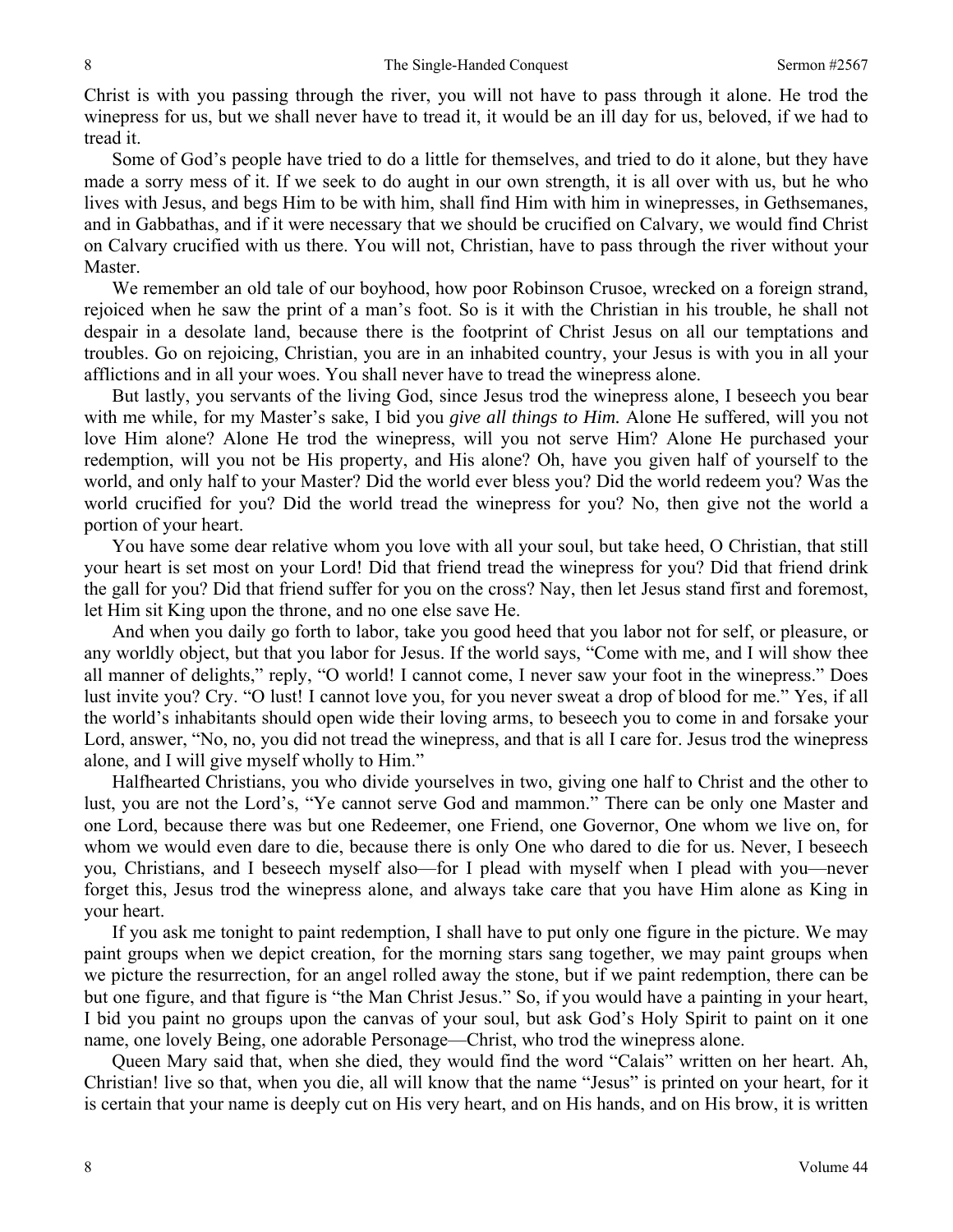Christ is with you passing through the river, you will not have to pass through it alone. He trod the winepress for us, but we shall never have to tread it, it would be an ill day for us, beloved, if we had to tread it.

Some of God's people have tried to do a little for themselves, and tried to do it alone, but they have made a sorry mess of it. If we seek to do aught in our own strength, it is all over with us, but he who lives with Jesus, and begs Him to be with him, shall find Him with him in winepresses, in Gethsemanes, and in Gabbathas, and if it were necessary that we should be crucified on Calvary, we would find Christ on Calvary crucified with us there. You will not, Christian, have to pass through the river without your Master.

We remember an old tale of our boyhood, how poor Robinson Crusoe, wrecked on a foreign strand, rejoiced when he saw the print of a man's foot. So is it with the Christian in his trouble, he shall not despair in a desolate land, because there is the footprint of Christ Jesus on all our temptations and troubles. Go on rejoicing, Christian, you are in an inhabited country, your Jesus is with you in all your afflictions and in all your woes. You shall never have to tread the winepress alone.

But lastly, you servants of the living God, since Jesus trod the winepress alone, I beseech you bear with me while, for my Master's sake, I bid you *give all things to Him.* Alone He suffered, will you not love Him alone? Alone He trod the winepress, will you not serve Him? Alone He purchased your redemption, will you not be His property, and His alone? Oh, have you given half of yourself to the world, and only half to your Master? Did the world ever bless you? Did the world redeem you? Was the world crucified for you? Did the world tread the winepress for you? No, then give not the world a portion of your heart.

You have some dear relative whom you love with all your soul, but take heed, O Christian, that still your heart is set most on your Lord! Did that friend tread the winepress for you? Did that friend drink the gall for you? Did that friend suffer for you on the cross? Nay, then let Jesus stand first and foremost, let Him sit King upon the throne, and no one else save He.

And when you daily go forth to labor, take you good heed that you labor not for self, or pleasure, or any worldly object, but that you labor for Jesus. If the world says, "Come with me, and I will show thee all manner of delights," reply, "O world! I cannot come, I never saw your foot in the winepress." Does lust invite you? Cry. "O lust! I cannot love you, for you never sweat a drop of blood for me." Yes, if all the world's inhabitants should open wide their loving arms, to beseech you to come in and forsake your Lord, answer, "No, no, you did not tread the winepress, and that is all I care for. Jesus trod the winepress alone, and I will give myself wholly to Him."

Halfhearted Christians, you who divide yourselves in two, giving one half to Christ and the other to lust, you are not the Lord's, "Ye cannot serve God and mammon." There can be only one Master and one Lord, because there was but one Redeemer, one Friend, one Governor, One whom we live on, for whom we would even dare to die, because there is only One who dared to die for us. Never, I beseech you, Christians, and I beseech myself also—for I plead with myself when I plead with you—never forget this, Jesus trod the winepress alone, and always take care that you have Him alone as King in your heart.

If you ask me tonight to paint redemption, I shall have to put only one figure in the picture. We may paint groups when we depict creation, for the morning stars sang together, we may paint groups when we picture the resurrection, for an angel rolled away the stone, but if we paint redemption, there can be but one figure, and that figure is "the Man Christ Jesus." So, if you would have a painting in your heart, I bid you paint no groups upon the canvas of your soul, but ask God's Holy Spirit to paint on it one name, one lovely Being, one adorable Personage—Christ, who trod the winepress alone.

Queen Mary said that, when she died, they would find the word "Calais" written on her heart. Ah, Christian! live so that, when you die, all will know that the name "Jesus" is printed on your heart, for it is certain that your name is deeply cut on His very heart, and on His hands, and on His brow, it is written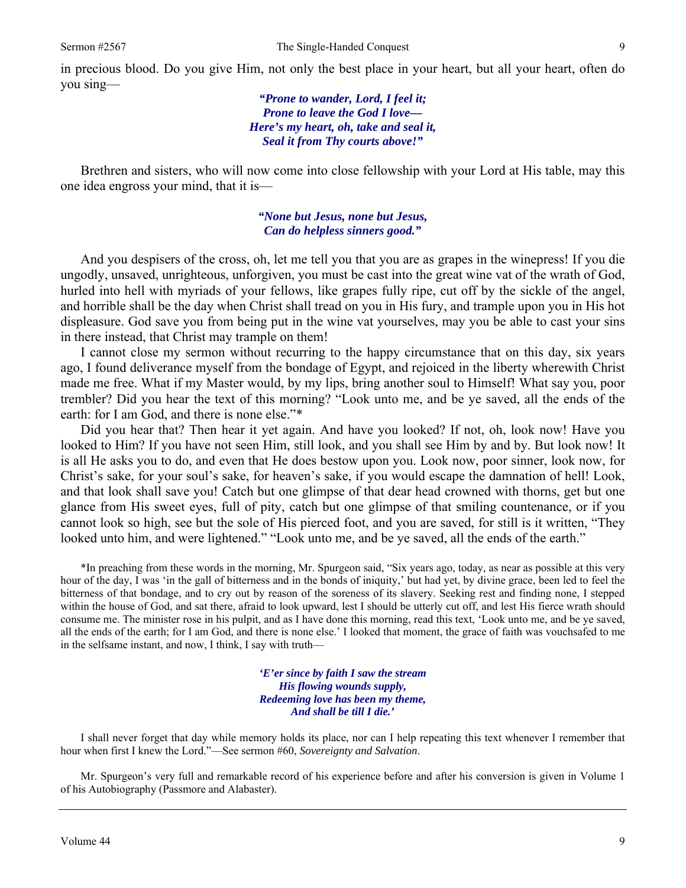in precious blood. Do you give Him, not only the best place in your heart, but all your heart, often do you sing—

> ***"Prone to wander, Lord, I feel it;***
> ***Prone to leave the God I love—***
> ***Here's my heart, oh, take and seal it,***
> ***Seal it from Thy courts above!"***

Brethren and sisters, who will now come into close fellowship with your Lord at His table, may this one idea engross your mind, that it is—

> ***"None but Jesus, none but Jesus,***
> ***Can do helpless sinners good."***

And you despisers of the cross, oh, let me tell you that you are as grapes in the winepress! If you die ungodly, unsaved, unrighteous, unforgiven, you must be cast into the great wine vat of the wrath of God, hurled into hell with myriads of your fellows, like grapes fully ripe, cut off by the sickle of the angel, and horrible shall be the day when Christ shall tread on you in His fury, and trample upon you in His hot displeasure. God save you from being put in the wine vat yourselves, may you be able to cast your sins in there instead, that Christ may trample on them!

I cannot close my sermon without recurring to the happy circumstance that on this day, six years ago, I found deliverance myself from the bondage of Egypt, and rejoiced in the liberty wherewith Christ made me free. What if my Master would, by my lips, bring another soul to Himself! What say you, poor trembler? Did you hear the text of this morning? "Look unto me, and be ye saved, all the ends of the earth: for I am God, and there is none else."*

Did you hear that? Then hear it yet again. And have you looked? If not, oh, look now! Have you looked to Him? If you have not seen Him, still look, and you shall see Him by and by. But look now! It is all He asks you to do, and even that He does bestow upon you. Look now, poor sinner, look now, for Christ's sake, for your soul's sake, for heaven's sake, if you would escape the damnation of hell! Look, and that look shall save you! Catch but one glimpse of that dear head crowned with thorns, get but one glance from His sweet eyes, full of pity, catch but one glimpse of that smiling countenance, or if you cannot look so high, see but the sole of His pierced foot, and you are saved, for still is it written, "They looked unto him, and were lightened." "Look unto me, and be ye saved, all the ends of the earth."

*In preaching from these words in the morning, Mr. Spurgeon said, "Six years ago, today, as near as possible at this very hour of the day, I was 'in the gall of bitterness and in the bonds of iniquity,' but had yet, by divine grace, been led to feel the bitterness of that bondage, and to cry out by reason of the soreness of its slavery. Seeking rest and finding none, I stepped within the house of God, and sat there, afraid to look upward, lest I should be utterly cut off, and lest His fierce wrath should consume me. The minister rose in his pulpit, and as I have done this morning, read this text, 'Look unto me, and be ye saved, all the ends of the earth; for I am God, and there is none else.' I looked that moment, the grace of faith was vouchsafed to me in the selfsame instant, and now, I think, I say with truth—

> ***'E'er since by faith I saw the stream***
> ***His flowing wounds supply,***
> ***Redeeming love has been my theme,***
> ***And shall be till I die.'***

I shall never forget that day while memory holds its place, nor can I help repeating this text whenever I remember that hour when first I knew the Lord."—See sermon #60, *Sovereignty and Salvation*.

Mr. Spurgeon's very full and remarkable record of his experience before and after his conversion is given in Volume 1 of his Autobiography (Passmore and Alabaster).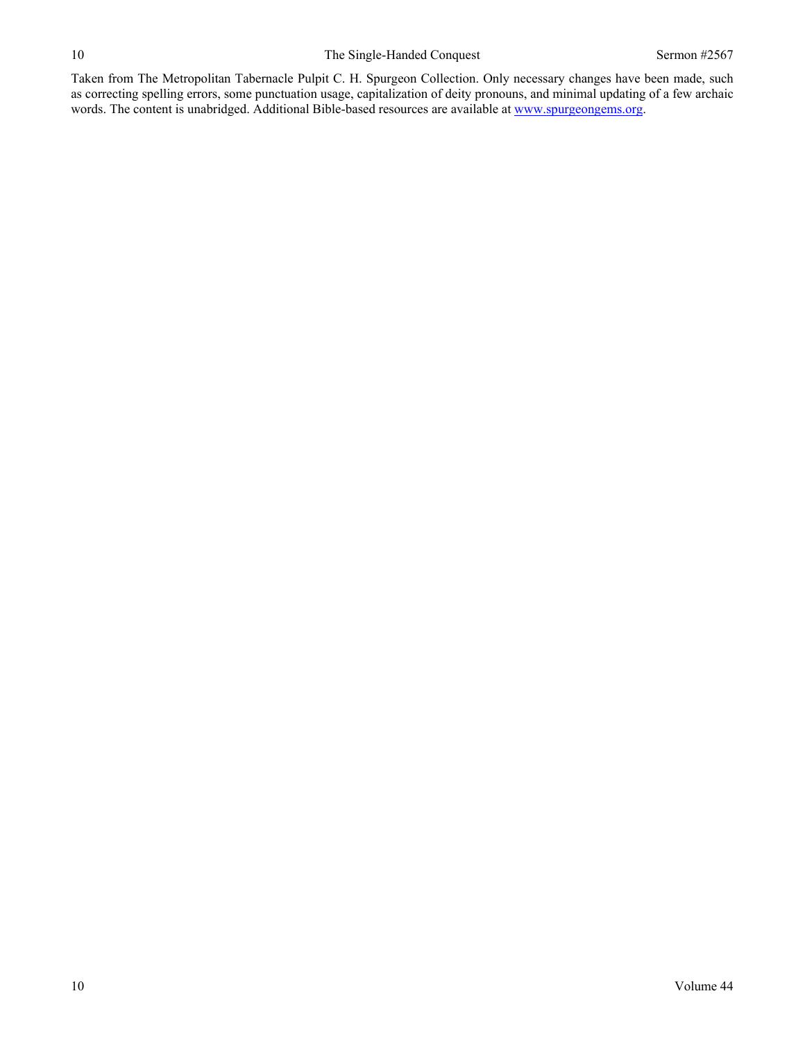Taken from The Metropolitan Tabernacle Pulpit C. H. Spurgeon Collection. Only necessary changes have been made, such as correcting spelling errors, some punctuation usage, capitalization of deity pronouns, and minimal updating of a few archaic words. The content is unabridged. Additional Bible-based resources are available at [www.spurgeongems.org](http://www.spurgeongems.org).